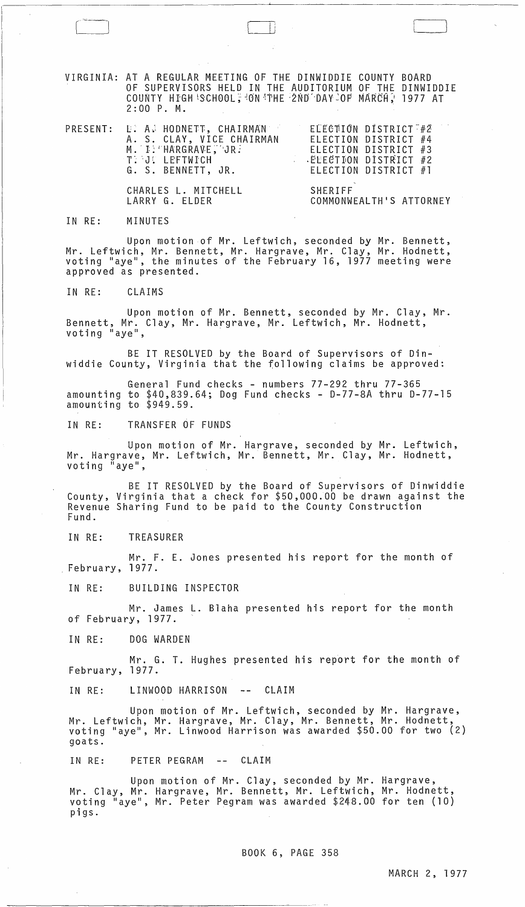VIRGINIA: AT A REGULAR MEETING OF THE DINWIDDIE COUNTY BOARD OF SUPERVISORS HELD IN THE AUDITORIUM OF THE DINWIDDIE COUNTY HIGH SCHOOL, ON THE 2ND DAY OF MARCH, 1977 AT 2:00 P. M.

| | | |
|---|---|---|
| PRESENT: | L. A. HODNETT, CHAIRMAN | ELECTION DISTRICT #2 |
| | A. S. CLAY, VICE CHAIRMAN | ELECTION DISTRICT #4 |
| | M. I. HARGRAVE, JR. | ELECTION DISTRICT #3 |
| | T. J. LEFTWICH | ELECTION DISTRICT #2 |
| | G. S. BENNETT, JR. | ELECTION DISTRICT #1 |
| | CHARLES L. MITCHELL | SHERIFF |
| | LARRY G. ELDER | COMMONWEALTH'S ATTORNEY |

IN RE: MINUTES

Upon motion of Mr. Leftwich, seconded by Mr. Bennett, Mr. Leftwich, Mr. Bennett, Mr. Hargrave, Mr. Clay, Mr. Hodnett, voting "aye", the minutes of the February 16, 1977 meeting were approved as presented.

IN RE: CLAIMS

Upon motion of Mr. Bennett, seconded by Mr. Clay, Mr. Bennett, Mr. Clay, Mr. Hargrave, Mr. Leftwich, Mr. Hodnett, voting "aye",

BE IT RESOLVED by the Board of Supervisors of Dinwiddie County, Virginia that the following claims be approved:

General Fund checks - numbers 77-292 thru 77-365 amounting to $40,839.64; Dog Fund checks - D-77-8A thru D-77-15 amounting to $949.59.

IN RE: TRANSFER OF FUNDS

Upon motion of Mr. Hargrave, seconded by Mr. Leftwich, Mr. Hargrave, Mr. Leftwich, Mr. Bennett, Mr. Clay, Mr. Hodnett, voting "aye",

BE IT RESOLVED by the Board of Supervisors of Dinwiddie County, Virginia that a check for $50,000.00 be drawn against the Revenue Sharing Fund to be paid to the County Construction Fund.

IN RE: TREASURER

Mr. F. E. Jones presented his report for the month of February, 1977.

IN RE: BUILDING INSPECTOR

Mr. James L. Blaha presented his report for the month of February, 1977.

IN RE: DOG WARDEN

Mr. G. T. Hughes presented his report for the month of February, 1977.

IN RE: LINWOOD HARRISON -- CLAIM

Upon motion of Mr. Leftwich, seconded by Mr. Hargrave, Mr. Leftwich, Mr. Hargrave, Mr. Clay, Mr. Bennett, Mr. Hodnett, voting "aye", Mr. Linwood Harrison was awarded $50.00 for two (2) goats.

IN RE: PETER PEGRAM -- CLAIM

Upon motion of Mr. Clay, seconded by Mr. Hargrave, Mr. Clay, Mr. Hargrave, Mr. Bennett, Mr. Leftwich, Mr. Hodnett, voting "aye", Mr. Peter Pegram was awarded $248.00 for ten (10) pigs.

BOOK 6, PAGE 358

MARCH 2, 1977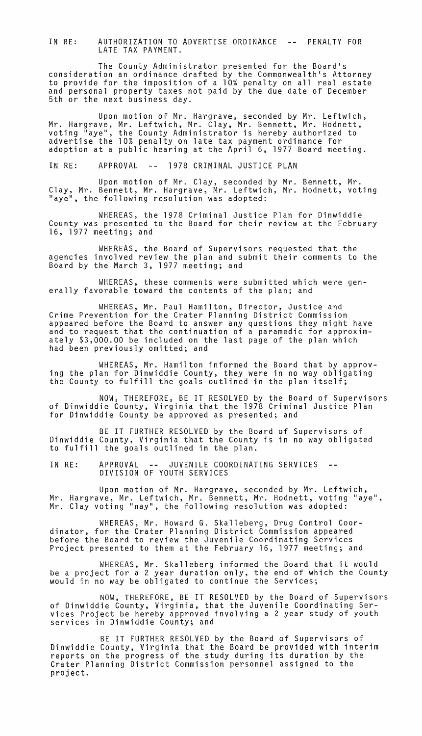IN RE: AUTHORIZATION TO ADVERTISE ORDINANCE -- PENALTY FOR LATE TAX PAYMENT.

The County Administrator presented for the Board's consideration an ordinance drafted by the Commonwealth's Attorney to provide for the imposition of a 10% penalty on all real estate and personal property taxes not paid by the due date of December 5th or the next business day.

Upon motion of Mr. Hargrave, seconded by Mr. Leftwich, Mr. Hargrave, Mr. Leftwich, Mr. Clay, Mr. Bennett, Mr. Hodnett, voting "aye", the County Administrator is hereby authorized to advertise the 10% penalty on late tax payment ordinance for adoption at a public hearing at the April 6, 1977 Board meeting.

IN RE: APPROVAL -- 1978 CRIMINAL JUSTICE PLAN

Upon motion of Mr. Clay, seconded by Mr. Bennett, Mr. Clay, Mr. Bennett, Mr. Hargrave, Mr. Leftwich, Mr. Hodnett, voting "aye", the following resolution was adopted:

WHEREAS, the 1978 Criminal Justice Plan for Dinwiddie County was presented to the Board for their review at the February 16, 1977 meeting; and

WHEREAS, the Board of Supervisors requested that the agencies involved review the plan and submit their comments to the Board by the March 3, 1977 meeting; and

WHEREAS, these comments were submitted which were generally favorable toward the contents of the plan; and

WHEREAS, Mr. Paul Hamilton, Director, Justice and Crime Prevention for the Crater Planning District Commission appeared before the Board to answer any questions they might have and to request that the continuation of a paramedic for approximately $3,000.00 be included on the last page of the plan which had been previously omitted; and

WHEREAS, Mr. Hamilton informed the Board that by approving the plan for Dinwiddie County, they were in no way obligating the County to fulfill the goals outlined in the plan itself;

NOW, THEREFORE, BE IT RESOLVED by the Board of Supervisors of Dinwiddie County, Virginia that the 1978 Criminal Justice Plan for Dinwiddie County be approved as presented; and

BE IT FURTHER RESOLVED by the Board of Supervisors of Dinwiddie County, Virginia that the County is in no way obligated to fulfill the goals outlined in the plan.

IN RE: APPROVAL -- JUVENILE COORDINATING SERVICES -- DIVISION OF YOUTH SERVICES

Upon motion of Mr. Hargrave, seconded by Mr. Leftwich, Mr. Hargrave, Mr. Leftwich, Mr. Bennett, Mr. Hodnett, voting "aye", Mr. Clay voting "nay", the following resolution was adopted:

WHEREAS, Mr. Howard G. Skalleberg, Drug Control Coordinator, for the Crater Planning District Commission appeared before the Board to review the Juvenile Coordinating Services Project presented to them at the February 16, 1977 meeting; and

WHEREAS, Mr. Skalleberg informed the Board that it would be a project for a 2 year duration only, the end of which the County would in no way be obligated to continue the Services;

NOW, THEREFORE, BE IT RESOLVED by the Board of Supervisors of Dinwiddie County, Virginia, that the Juvenile Coordinating Services Project be hereby approved involving a 2 year study of youth services in Dinwiddie County; and

BE IT FURTHER RESOLVED by the Board of Supervisors of Dinwiddie County, Virginia that the Board be provided with interim reports on the progress of the study during its duration by the Crater Planning District Commission personnel assigned to the project.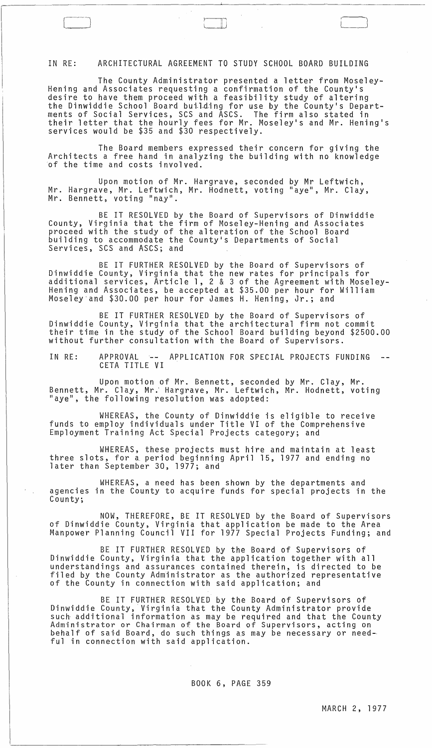IN RE: ARCHITECTURAL AGREEMENT TO STUDY SCHOOL BOARD BUILDING

The County Administrator presented a letter from Moseley-Hening and Associates requesting a confirmation of the County's desire to have them proceed with a feasibility study of altering the Dinwiddie School Board building for use by the County's Departments of Social Services, SCS and ASCS. The firm also stated in their letter that the hourly fees for Mr. Moseley's and Mr. Hening's services would be $35 and $30 respectively.

The Board members expressed their concern for giving the Architects a free hand in analyzing the building with no knowledge of the time and costs involved.

Upon motion of Mr. Hargrave, seconded by Mr Leftwich, Mr. Hargrave, Mr. Leftwich, Mr. Hodnett, voting "aye", Mr. Clay, Mr. Bennett, voting "nay".

BE IT RESOLVED by the Board of Supervisors of Dinwiddie County, Virginia that the firm of Moseley-Hening and Associates proceed with the study of the alteration of the School Board building to accommodate the County's Departments of Social Services, SCS and ASCS; and

BE IT FURTHER RESOLVED by the Board of Supervisors of Dinwiddie County, Virginia that the new rates for principals for additional services, Article 1, 2 & 3 of the Agreement with Moseley-Hening and Associates, be accepted at $35.00 per hour for William Moseley and $30.00 per hour for James H. Hening, Jr.; and

BE IT FURTHER RESOLVED by the Board of Supervisors of Dinwiddie County, Virginia that the architectural firm not commit their time in the study of the School Board building beyond $2500.00 without further consultation with the Board of Supervisors.

IN RE: APPROVAL -- APPLICATION FOR SPECIAL PROJECTS FUNDING -- CETA TITLE VI

Upon motion of Mr. Bennett, seconded by Mr. Clay, Mr. Bennett, Mr. Clay, Mr. Hargrave, Mr. Leftwich, Mr. Hodnett, voting "aye", the following resolution was adopted:

WHEREAS, the County of Dinwiddie is eligible to receive funds to employ individuals under Title VI of the Comprehensive Employment Training Act Special Projects category; and

WHEREAS, these projects must hire and maintain at least three slots, for a period beginning April 15, 1977 and ending no later than September 30, 1977; and

WHEREAS, a need has been shown by the departments and agencies in the County to acquire funds for special projects in the County;

NOW, THEREFORE, BE IT RESOLVED by the Board of Supervisors of Dinwiddie County, Virginia that application be made to the Area Manpower Planning Council VII for 1977 Special Projects Funding; and

BE IT FURTHER RESOLVED by the Board of Supervisors of Dinwiddie County, Virginia that the application together with all understandings and assurances contained therein, is directed to be filed by the County Administrator as the authorized representative of the County in connection with said application; and

BE IT FURTHER RESOLVED by the Board of Supervisors of Dinwiddie County, Virginia that the County Administrator provide such additional information as may be required and that the County Administrator or Chairman of the Board of Supervisors, acting on behalf of said Board, do such things as may be necessary or needful in connection with said application.

BOOK 6, PAGE 359

MARCH 2, 1977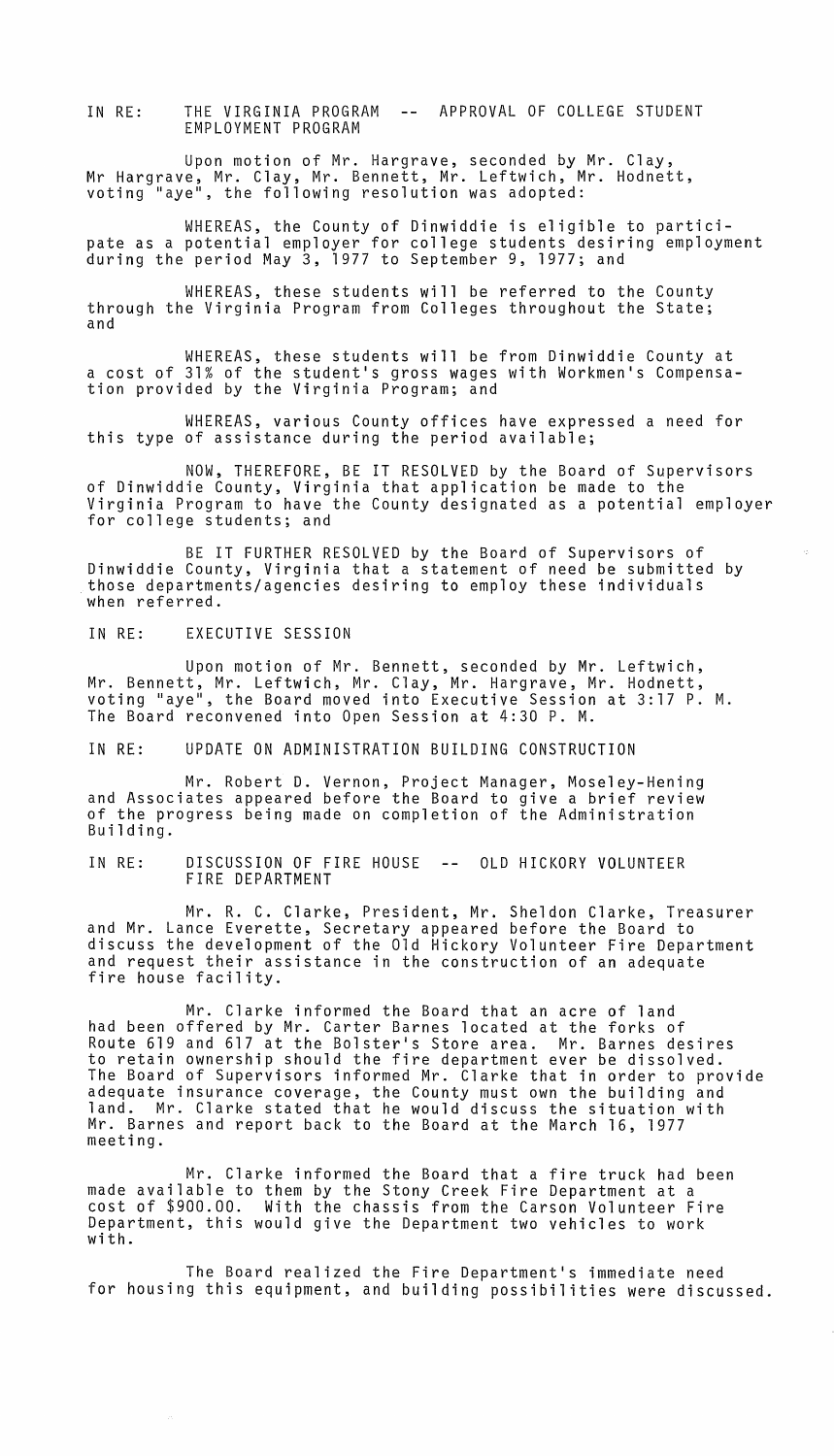IN RE: THE VIRGINIA PROGRAM -- APPROVAL OF COLLEGE STUDENT EMPLOYMENT PROGRAM

Upon motion of Mr. Hargrave, seconded by Mr. Clay, Mr Hargrave, Mr. Clay, Mr. Bennett, Mr. Leftwich, Mr. Hodnett, voting "aye", the following resolution was adopted:

WHEREAS, the County of Dinwiddie is eligible to participate as a potential employer for college students desiring employment during the period May 3, 1977 to September 9, 1977; and

WHEREAS, these students will be referred to the County through the Virginia Program from Colleges throughout the State; and

WHEREAS, these students will be from Dinwiddie County at a cost of 31% of the student's gross wages with Workmen's Compensation provided by the Virginia Program; and

WHEREAS, various County offices have expressed a need for this type of assistance during the period available;

NOW, THEREFORE, BE IT RESOLVED by the Board of Supervisors of Dinwiddie County, Virginia that application be made to the Virginia Program to have the County designated as a potential employer for college students; and

BE IT FURTHER RESOLVED by the Board of Supervisors of Dinwiddie County, Virginia that a statement of need be submitted by those departments/agencies desiring to employ these individuals when referred.

IN RE: EXECUTIVE SESSION

Upon motion of Mr. Bennett, seconded by Mr. Leftwich, Mr. Bennett, Mr. Leftwich, Mr. Clay, Mr. Hargrave, Mr. Hodnett, voting "aye", the Board moved into Executive Session at 3:17 P. M. The Board reconvened into Open Session at 4:30 P. M.

IN RE: UPDATE ON ADMINISTRATION BUILDING CONSTRUCTION

Mr. Robert D. Vernon, Project Manager, Moseley-Hening and Associates appeared before the Board to give a brief review of the progress being made on completion of the Administration Building.

IN RE: DISCUSSION OF FIRE HOUSE -- OLD HICKORY VOLUNTEER FIRE DEPARTMENT

Mr. R. C. Clarke, President, Mr. Sheldon Clarke, Treasurer and Mr. Lance Everette, Secretary appeared before the Board to discuss the development of the Old Hickory Volunteer Fire Department and request their assistance in the construction of an adequate fire house facility.

Mr. Clarke informed the Board that an acre of land had been offered by Mr. Carter Barnes located at the forks of Route 619 and 617 at the Bolster's Store area. Mr. Barnes desires to retain ownership should the fire department ever be dissolved. The Board of Supervisors informed Mr. Clarke that in order to provide adequate insurance coverage, the County must own the building and land. Mr. Clarke stated that he would discuss the situation with Mr. Barnes and report back to the Board at the March 16, 1977 meeting.

Mr. Clarke informed the Board that a fire truck had been made available to them by the Stony Creek Fire Department at a cost of $900.00. With the chassis from the Carson Volunteer Fire Department, this would give the Department two vehicles to work with.

The Board realized the Fire Department's immediate need for housing this equipment, and building possibilities were discussed.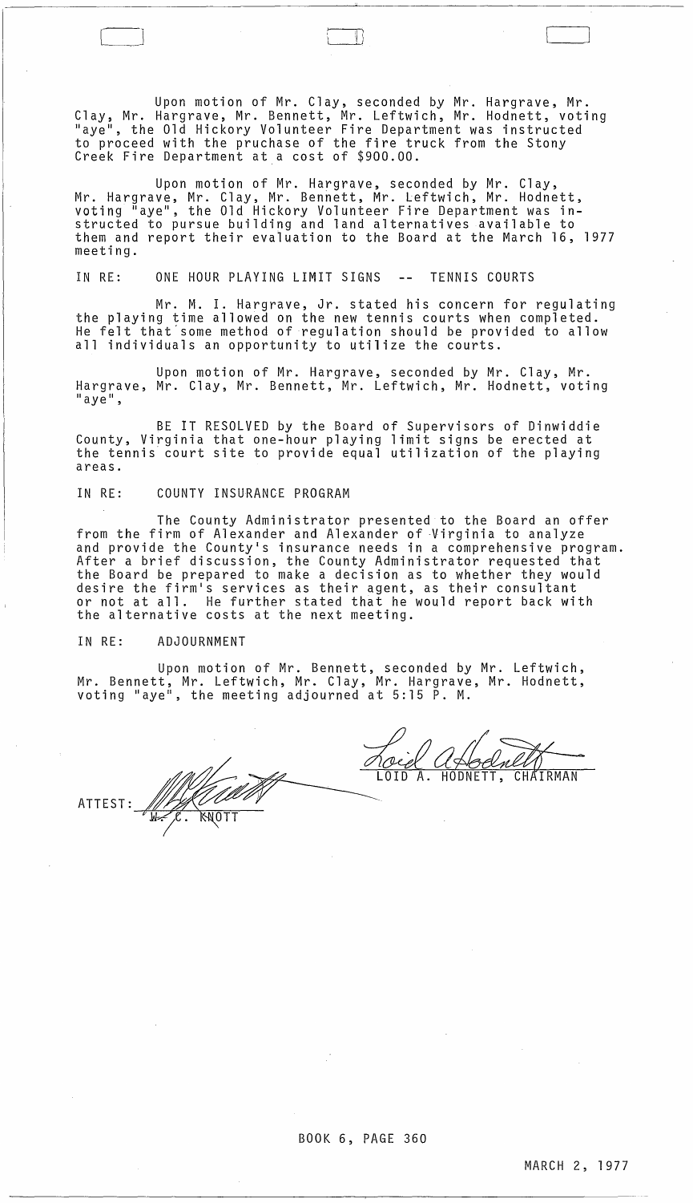Upon motion of Mr. Clay, seconded by Mr. Hargrave, Mr. Clay, Mr. Hargrave, Mr. Bennett, Mr. Leftwich, Mr. Hodnett, voting "aye", the Old Hickory Volunteer Fire Department was instructed to proceed with the pruchase of the fire truck from the Stony Creek Fire Department at a cost of $900.00.

Upon motion of Mr. Hargrave, seconded by Mr. Clay, Mr. Hargrave, Mr. Clay, Mr. Bennett, Mr. Leftwich, Mr. Hodnett, voting "aye", the Old Hickory Volunteer Fire Department was instructed to pursue building and land alternatives available to them and report their evaluation to the Board at the March 16, 1977 meeting.

IN RE: ONE HOUR PLAYING LIMIT SIGNS -- TENNIS COURTS

Mr. M. I. Hargrave, Jr. stated his concern for regulating the playing time allowed on the new tennis courts when completed. He felt that some method of regulation should be provided to allow all individuals an opportunity to utilize the courts.

Upon motion of Mr. Hargrave, seconded by Mr. Clay, Mr. Hargrave, Mr. Clay, Mr. Bennett, Mr. Leftwich, Mr. Hodnett, voting "aye",

BE IT RESOLVED by the Board of Supervisors of Dinwiddie County, Virginia that one-hour playing limit signs be erected at the tennis court site to provide equal utilization of the playing areas.

IN RE: COUNTY INSURANCE PROGRAM

The County Administrator presented to the Board an offer from the firm of Alexander and Alexander of Virginia to analyze and provide the County's insurance needs in a comprehensive program. After a brief discussion, the County Administrator requested that the Board be prepared to make a decision as to whether they would desire the firm's services as their agent, as their consultant or not at all. He further stated that he would report back with the alternative costs at the next meeting.

IN RE: ADJOURNMENT

Upon motion of Mr. Bennett, seconded by Mr. Leftwich, Mr. Bennett, Mr. Leftwich, Mr. Clay, Mr. Hargrave, Mr. Hodnett, voting "aye", the meeting adjourned at 5:15 P. M.

LOID A. HODNETT, CHAIRMAN

ATTEST: W. C. KNOTT

BOOK 6, PAGE 360

MARCH 2, 1977